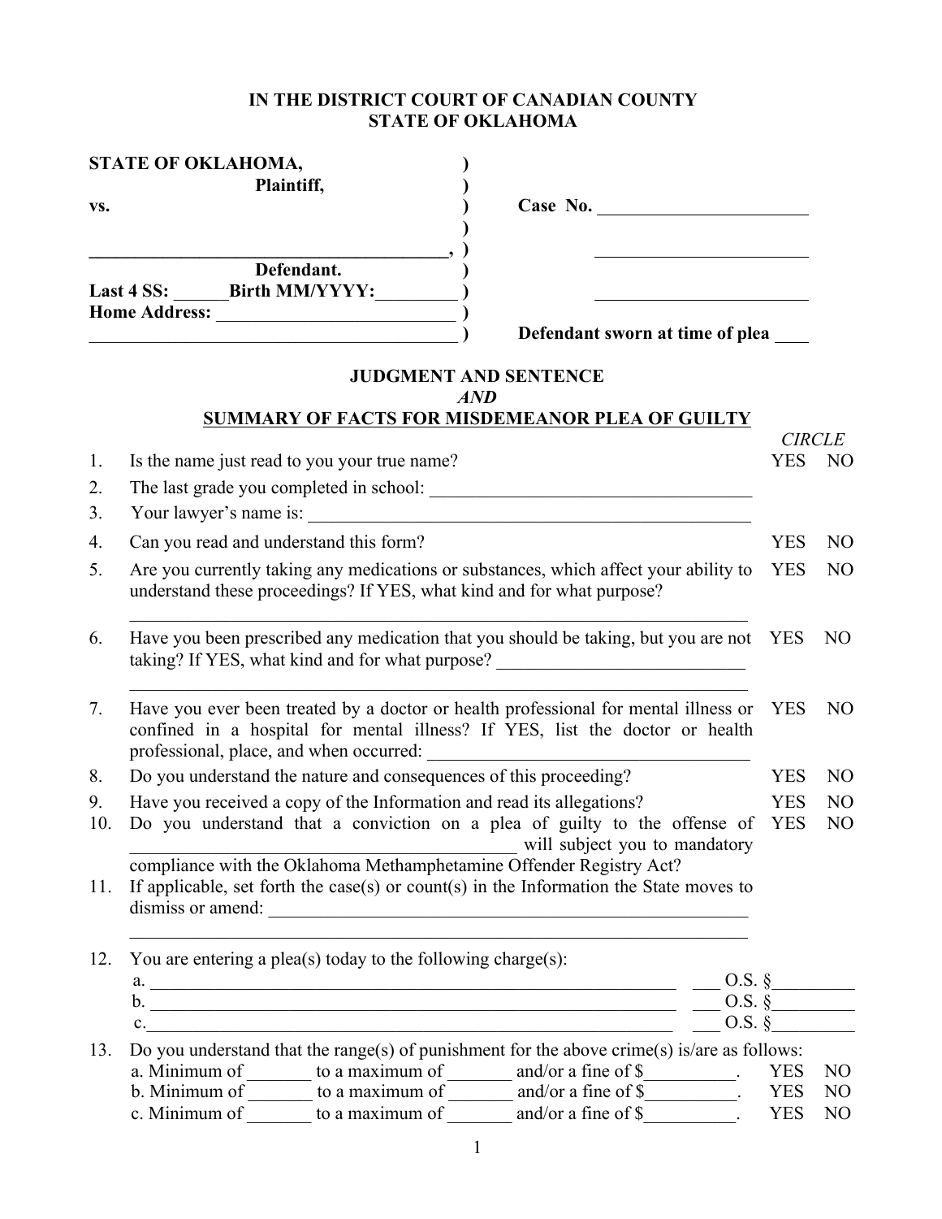**IN THE DISTRICT COURT OF CANADIAN COUNTY**
**STATE OF OKLAHOMA**

**STATE OF OKLAHOMA,** )
**Plaintiff,** )
**vs.** ) **Case No.** ________________________
)
__________________________________________, ) ________________________
**Defendant.** )
**Last 4 SS:** ______**Birth MM/YYYY:**_________ ) ________________________
**Home Address:** ___________________________ )
___________________________________________ ) **Defendant sworn at time of plea** ____

## JUDGMENT AND SENTENCE
## *AND*
## SUMMARY OF FACTS FOR MISDEMEANOR PLEA OF GUILTY

*CIRCLE*

1. Is the name just read to you your true name? YES NO
2. The last grade you completed in school: ___________________________________
3. Your lawyer's name is: ___________________________________________________
4. Can you read and understand this form? YES NO
5. Are you currently taking any medications or substances, which affect your ability to understand these proceedings? If YES, what kind and for what purpose? YES NO
   ___________________________________________________________________
6. Have you been prescribed any medication that you should be taking, but you are not taking? If YES, what kind and for what purpose? ___________________________ YES NO
   ___________________________________________________________________
7. Have you ever been treated by a doctor or health professional for mental illness or confined in a hospital for mental illness? If YES, list the doctor or health professional, place, and when occurred: ___________________________________ YES NO
8. Do you understand the nature and consequences of this proceeding? YES NO
9. Have you received a copy of the Information and read its allegations? YES NO
10. Do you understand that a conviction on a plea of guilty to the offense of ____________________________________________ will subject you to mandatory compliance with the Oklahoma Methamphetamine Offender Registry Act? YES NO
11. If applicable, set forth the case(s) or count(s) in the Information the State moves to dismiss or amend: _______________________________________________________
    ___________________________________________________________________
12. You are entering a plea(s) today to the following charge(s):
    a. ____________________________________________________________ ___ O.S. §_________
    b. ____________________________________________________________ ___ O.S. §_________
    c. ____________________________________________________________ ___ O.S. §_________
13. Do you understand that the range(s) of punishment for the above crime(s) is/are as follows:
    a. Minimum of _______ to a maximum of _______ and/or a fine of $__________. YES NO
    b. Minimum of _______ to a maximum of _______ and/or a fine of $__________. YES NO
    c. Minimum of _______ to a maximum of _______ and/or a fine of $__________. YES NO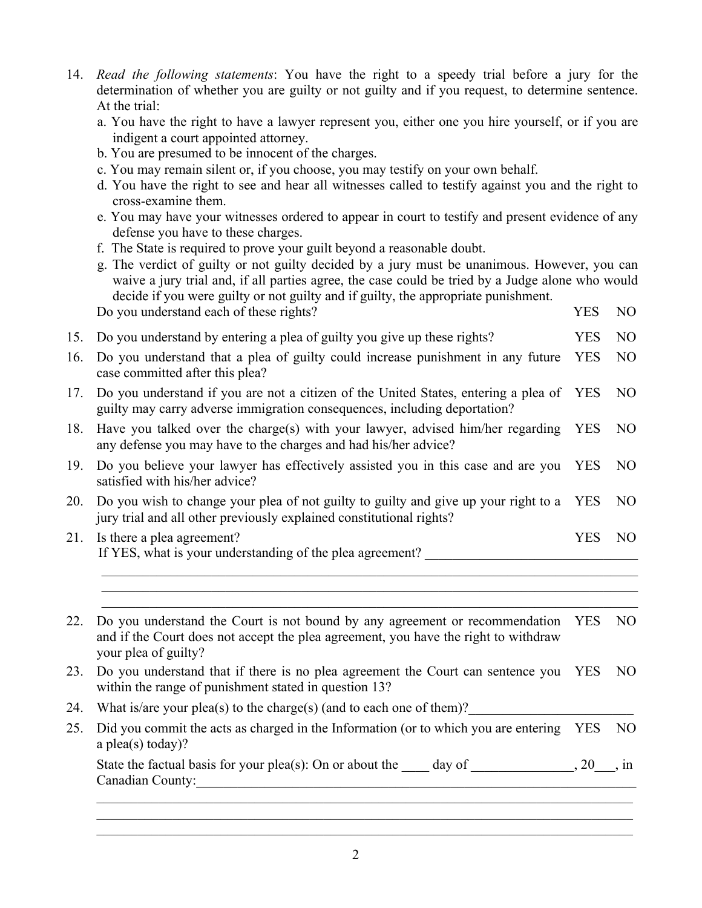14. *Read the following statements*: You have the right to a speedy trial before a jury for the determination of whether you are guilty or not guilty and if you request, to determine sentence. At the trial:
    a. You have the right to have a lawyer represent you, either one you hire yourself, or if you are indigent a court appointed attorney.
    b. You are presumed to be innocent of the charges.
    c. You may remain silent or, if you choose, you may testify on your own behalf.
    d. You have the right to see and hear all witnesses called to testify against you and the right to cross-examine them.
    e. You may have your witnesses ordered to appear in court to testify and present evidence of any defense you have to these charges.
    f. The State is required to prove your guilt beyond a reasonable doubt.
    g. The verdict of guilty or not guilty decided by a jury must be unanimous. However, you can waive a jury trial and, if all parties agree, the case could be tried by a Judge alone who would decide if you were guilty or not guilty and if guilty, the appropriate punishment.

    Do you understand each of these rights? YES NO

15. Do you understand by entering a plea of guilty you give up these rights? YES NO

16. Do you understand that a plea of guilty could increase punishment in any future case committed after this plea? YES NO

17. Do you understand if you are not a citizen of the United States, entering a plea of guilty may carry adverse immigration consequences, including deportation? YES NO

18. Have you talked over the charge(s) with your lawyer, advised him/her regarding any defense you may have to the charges and had his/her advice? YES NO

19. Do you believe your lawyer has effectively assisted you in this case and are you satisfied with his/her advice? YES NO

20. Do you wish to change your plea of not guilty to guilty and give up your right to a jury trial and all other previously explained constitutional rights? YES NO

21. Is there a plea agreement? YES NO

    If YES, what is your understanding of the plea agreement? ________________________________

    ________________________________________________________________________________

    ________________________________________________________________________________

    ________________________________________________________________________________

22. Do you understand the Court is not bound by any agreement or recommendation and if the Court does not accept the plea agreement, you have the right to withdraw your plea of guilty? YES NO

23. Do you understand that if there is no plea agreement the Court can sentence you within the range of punishment stated in question 13? YES NO

24. What is/are your plea(s) to the charge(s) (and to each one of them)?________________________

25. Did you commit the acts as charged in the Information (or to which you are entering a plea(s) today)? YES NO

    State the factual basis for your plea(s): On or about the ____ day of _______________, 20___, in Canadian County:___________________________________________________________________

    ________________________________________________________________________________

    ________________________________________________________________________________

    ________________________________________________________________________________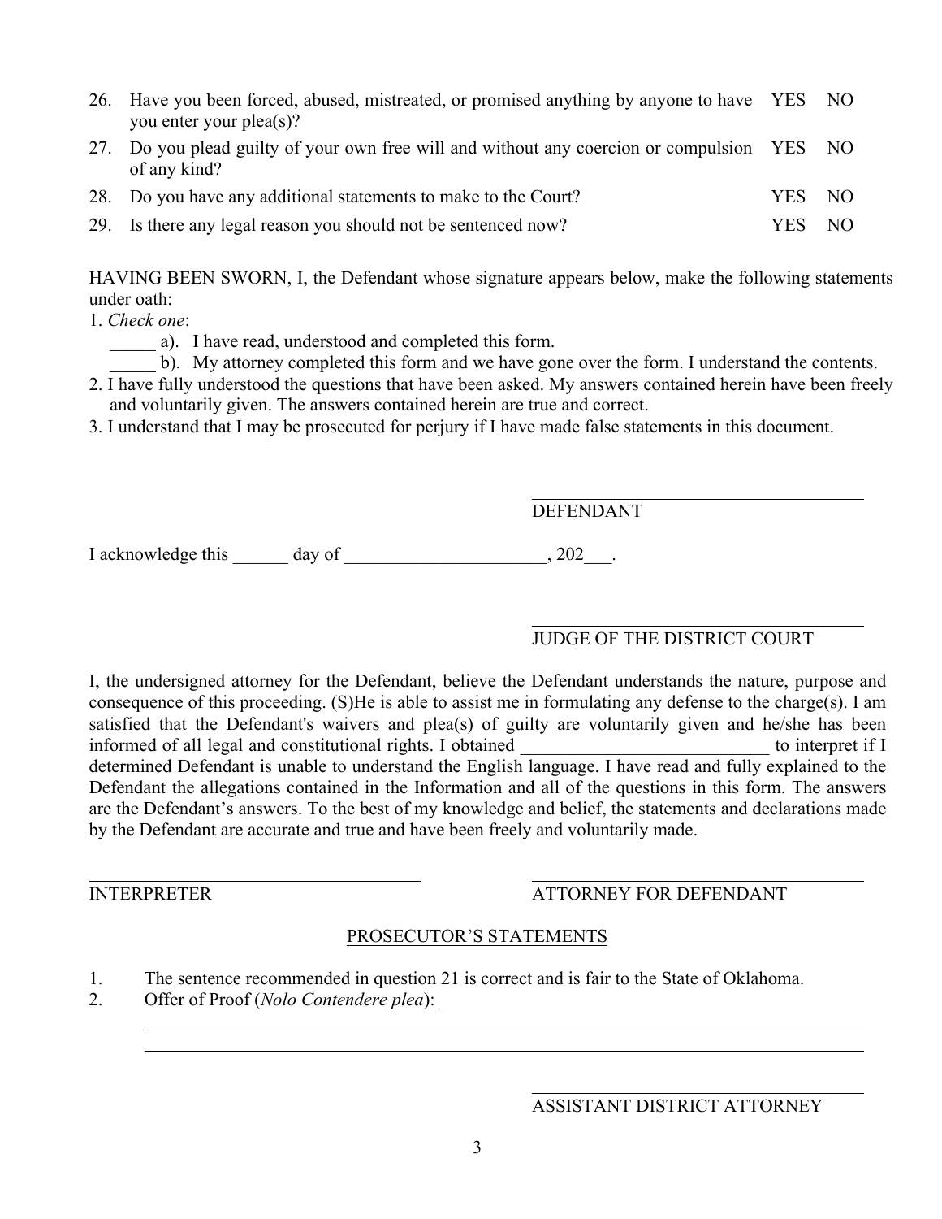26. Have you been forced, abused, mistreated, or promised anything by anyone to have you enter your plea(s)? YES NO
27. Do you plead guilty of your own free will and without any coercion or compulsion of any kind? YES NO
28. Do you have any additional statements to make to the Court? YES NO
29. Is there any legal reason you should not be sentenced now? YES NO

HAVING BEEN SWORN, I, the Defendant whose signature appears below, make the following statements under oath:

1. *Check one*:
   _____ a). I have read, understood and completed this form.
   _____ b). My attorney completed this form and we have gone over the form. I understand the contents.
2. I have fully understood the questions that have been asked. My answers contained herein have been freely and voluntarily given. The answers contained herein are true and correct.
3. I understand that I may be prosecuted for perjury if I have made false statements in this document.

______________________________
DEFENDANT

I acknowledge this ______ day of ______________________, 202___.

______________________________
JUDGE OF THE DISTRICT COURT

I, the undersigned attorney for the Defendant, believe the Defendant understands the nature, purpose and consequence of this proceeding. (S)He is able to assist me in formulating any defense to the charge(s). I am satisfied that the Defendant's waivers and plea(s) of guilty are voluntarily given and he/she has been informed of all legal and constitutional rights. I obtained ___________________________ to interpret if I determined Defendant is unable to understand the English language. I have read and fully explained to the Defendant the allegations contained in the Information and all of the questions in this form. The answers are the Defendant's answers. To the best of my knowledge and belief, the statements and declarations made by the Defendant are accurate and true and have been freely and voluntarily made.

______________________________
INTERPRETER

______________________________
ATTORNEY FOR DEFENDANT

## PROSECUTOR'S STATEMENTS

1. The sentence recommended in question 21 is correct and is fair to the State of Oklahoma.
2. Offer of Proof (*Nolo Contendere plea*): ______________________________________________
   ______________________________________________________________________________
   ______________________________________________________________________________

______________________________
ASSISTANT DISTRICT ATTORNEY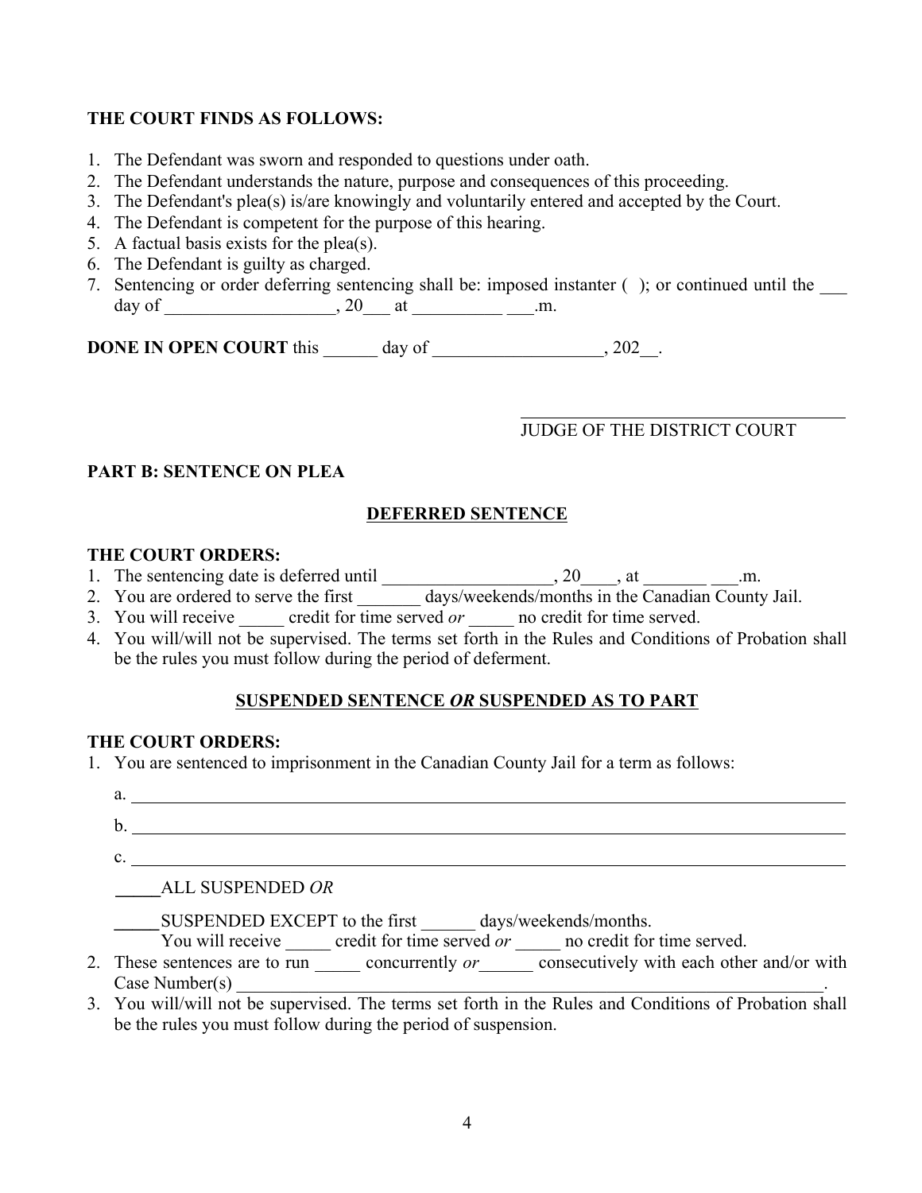**THE COURT FINDS AS FOLLOWS:**

1. The Defendant was sworn and responded to questions under oath.
2. The Defendant understands the nature, purpose and consequences of this proceeding.
3. The Defendant's plea(s) is/are knowingly and voluntarily entered and accepted by the Court.
4. The Defendant is competent for the purpose of this hearing.
5. A factual basis exists for the plea(s).
6. The Defendant is guilty as charged.
7. Sentencing or order deferring sentencing shall be: imposed instanter ( ); or continued until the ___ day of ___________________, 20___ at __________ ___.m.

**DONE IN OPEN COURT** this ______ day of ___________________, 202__.

_________________________________
JUDGE OF THE DISTRICT COURT

**PART B: SENTENCE ON PLEA**

**DEFERRED SENTENCE**

**THE COURT ORDERS:**

1. The sentencing date is deferred until ___________________, 20____, at _______ ___.m.
2. You are ordered to serve the first _______ days/weekends/months in the Canadian County Jail.
3. You will receive _____ credit for time served *or* _____ no credit for time served.
4. You will/will not be supervised. The terms set forth in the Rules and Conditions of Probation shall be the rules you must follow during the period of deferment.

**SUSPENDED SENTENCE *OR* SUSPENDED AS TO PART**

**THE COURT ORDERS:**

1. You are sentenced to imprisonment in the Canadian County Jail for a term as follows:

   a. ____________________________________________________________

   b. ____________________________________________________________

   c. ____________________________________________________________

   _____ALL SUSPENDED *OR*

   _____SUSPENDED EXCEPT to the first ______ days/weekends/months.
   You will receive _____ credit for time served *or* _____ no credit for time served.

2. These sentences are to run _____ concurrently *or*______ consecutively with each other and/or with Case Number(s) ____________________________________________________________.
3. You will/will not be supervised. The terms set forth in the Rules and Conditions of Probation shall be the rules you must follow during the period of suspension.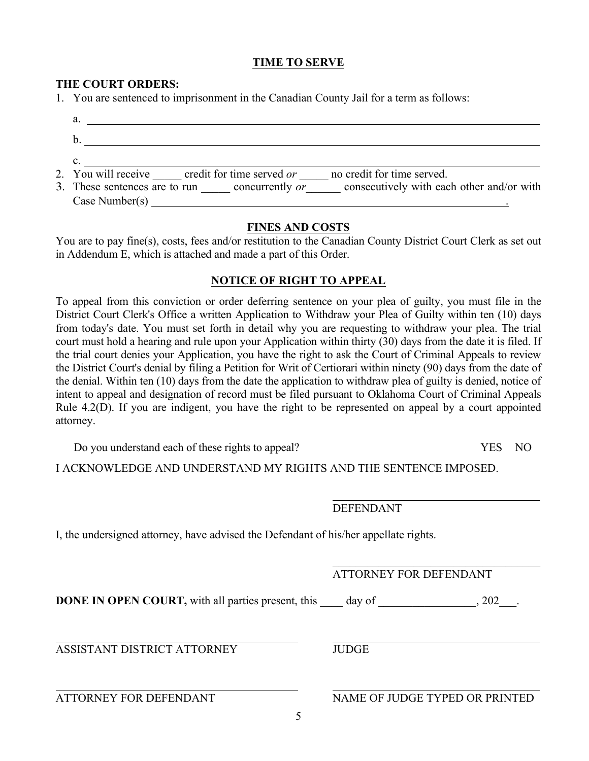## TIME TO SERVE

**THE COURT ORDERS:**

1. You are sentenced to imprisonment in the Canadian County Jail for a term as follows:

   a. ______________________________________________________________________

   b. ______________________________________________________________________

   c. ______________________________________________________________________

2. You will receive _____ credit for time served *or* _____ no credit for time served.
3. These sentences are to run _____ concurrently *or*______ consecutively with each other and/or with Case Number(s) ______________________________________________________________.

## FINES AND COSTS

You are to pay fine(s), costs, fees and/or restitution to the Canadian County District Court Clerk as set out in Addendum E, which is attached and made a part of this Order.

## NOTICE OF RIGHT TO APPEAL

To appeal from this conviction or order deferring sentence on your plea of guilty, you must file in the District Court Clerk's Office a written Application to Withdraw your Plea of Guilty within ten (10) days from today's date. You must set forth in detail why you are requesting to withdraw your plea. The trial court must hold a hearing and rule upon your Application within thirty (30) days from the date it is filed. If the trial court denies your Application, you have the right to ask the Court of Criminal Appeals to review the District Court's denial by filing a Petition for Writ of Certiorari within ninety (90) days from the date of the denial. Within ten (10) days from the date the application to withdraw plea of guilty is denied, notice of intent to appeal and designation of record must be filed pursuant to Oklahoma Court of Criminal Appeals Rule 4.2(D). If you are indigent, you have the right to be represented on appeal by a court appointed attorney.

Do you understand each of these rights to appeal? YES NO

I ACKNOWLEDGE AND UNDERSTAND MY RIGHTS AND THE SENTENCE IMPOSED.

______________________________
DEFENDANT

I, the undersigned attorney, have advised the Defendant of his/her appellate rights.

______________________________
ATTORNEY FOR DEFENDANT

**DONE IN OPEN COURT,** with all parties present, this ____ day of _________________, 202___.

______________________________
ASSISTANT DISTRICT ATTORNEY

______________________________
JUDGE

______________________________
ATTORNEY FOR DEFENDANT

______________________________
NAME OF JUDGE TYPED OR PRINTED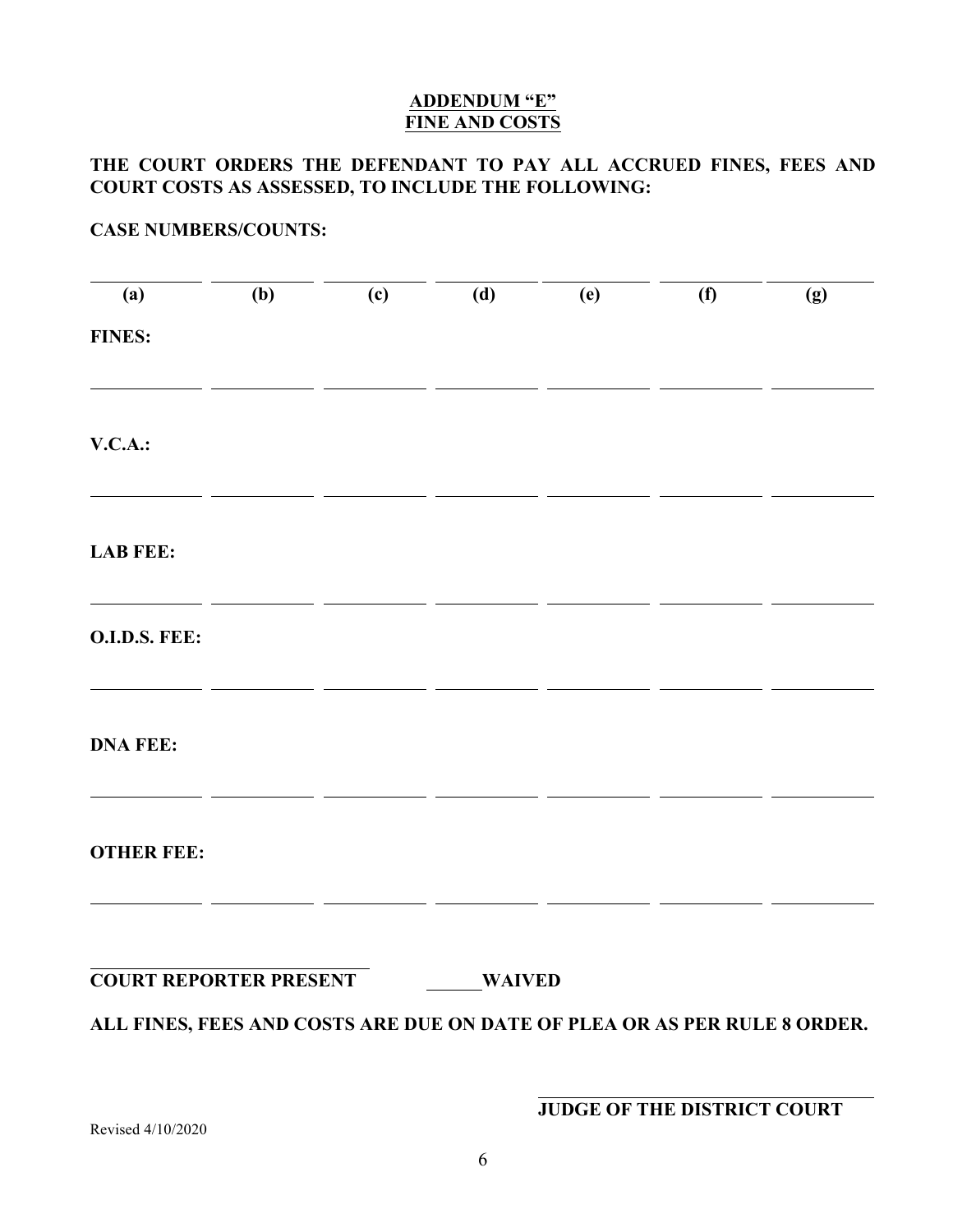## ADDENDUM "E"
## FINE AND COSTS

**THE COURT ORDERS THE DEFENDANT TO PAY ALL ACCRUED FINES, FEES AND COURT COSTS AS ASSESSED, TO INCLUDE THE FOLLOWING:**

**CASE NUMBERS/COUNTS:**

| (a) | (b) | (c) | (d) | (e) | (f) | (g) |
|---|---|---|---|---|---|---|
| **FINES:** | | | | | | |
| | | | | | | |
| **V.C.A.:** | | | | | | |
| | | | | | | |
| **LAB FEE:** | | | | | | |
| | | | | | | |
| **O.I.D.S. FEE:** | | | | | | |
| | | | | | | |
| **DNA FEE:** | | | | | | |
| | | | | | | |
| **OTHER FEE:** | | | | | | |
| | | | | | | |

______________________________
**COURT REPORTER PRESENT** ______**WAIVED**

**ALL FINES, FEES AND COSTS ARE DUE ON DATE OF PLEA OR AS PER RULE 8 ORDER.**

______________________________
**JUDGE OF THE DISTRICT COURT**

Revised 4/10/2020